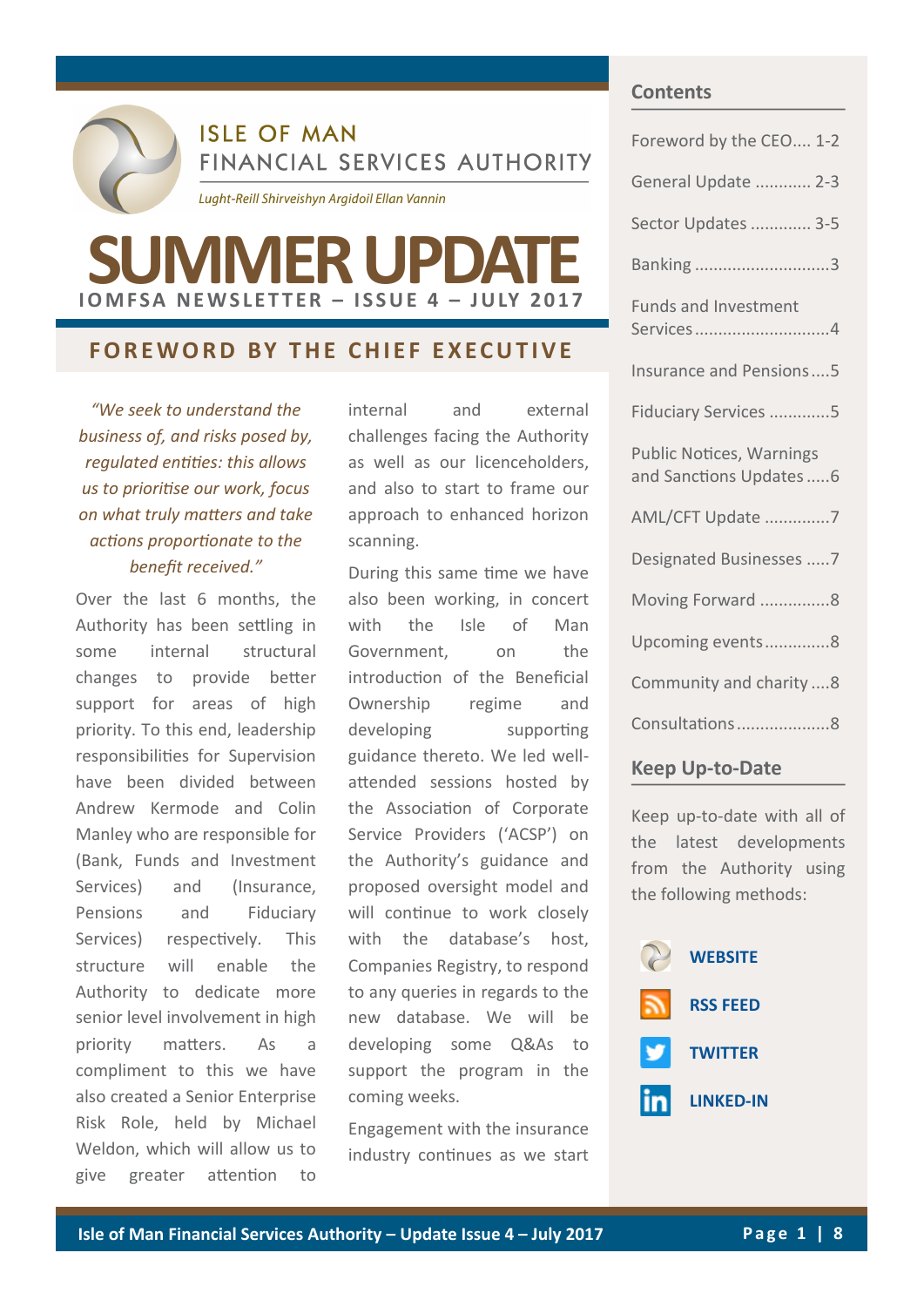# ISLE OF MAN FINANCIAL SERVICES AUTHORITY

*Lught-Reill Shirveishyn Argidoil Ellan Vannin*

# SUMMER UPDATE

**IOMFSA NEWSLETTER – ISSUE 4 – JULY 2017**

## FOREWORD BY THE CHIEF EXECUTIVE

*"We seek to understand the business of, and risks posed by, regulated entities: this allows us to prioritise our work, focus on what truly matters and take actions proportionate to the benefit received."*

Over the last 6 months, the Authority has been settling in some internal structural changes to provide better support for areas of high priority. To this end, leadership responsibilities for Supervision have been divided between Andrew Kermode and Colin Manley who are responsible for (Bank, Funds and Investment Services) and (Insurance, Pensions and Fiduciary Services) respectively. This structure will enable the Authority to dedicate more senior level involvement in high priority matters. As a compliment to this we have also created a Senior Enterprise Risk Role, held by Michael Weldon, which will allow us to give greater attention to internal and external challenges facing the Authority as well as our licenceholders, and also to start to frame our approach to enhanced horizon scanning.

During this same time we have also been working, in concert with the Isle of Man Government, on the introduction of the Beneficial Ownership regime and developing supporting guidance thereto. We led well-attended sessions hosted by the Association of Corporate Service Providers ('ACSP') on the Authority's guidance and proposed oversight model and will continue to work closely with the database's host, Companies Registry, to respond to any queries in regards to the new database. We will be developing some Q&As to support the program in the coming weeks.

Engagement with the insurance industry continues as we start

## Contents

- Foreword by the CEO.... 1-2
- General Update ............ 2-3
- Sector Updates ............. 3-5
- Banking .............................3
- Funds and Investment Services .............................4
- Insurance and Pensions ....5
- Fiduciary Services .............5
- Public Notices, Warnings and Sanctions Updates .....6
- AML/CFT Update ..............7
- Designated Businesses .....7
- Moving Forward ...............8
- Upcoming events ..............8
- Community and charity ....8
- Consultations ....................8

## Keep Up-to-Date

Keep up-to-date with all of the latest developments from the Authority using the following methods:

- **WEBSITE**
- **RSS FEED**
- **TWITTER**
- **LINKED-IN**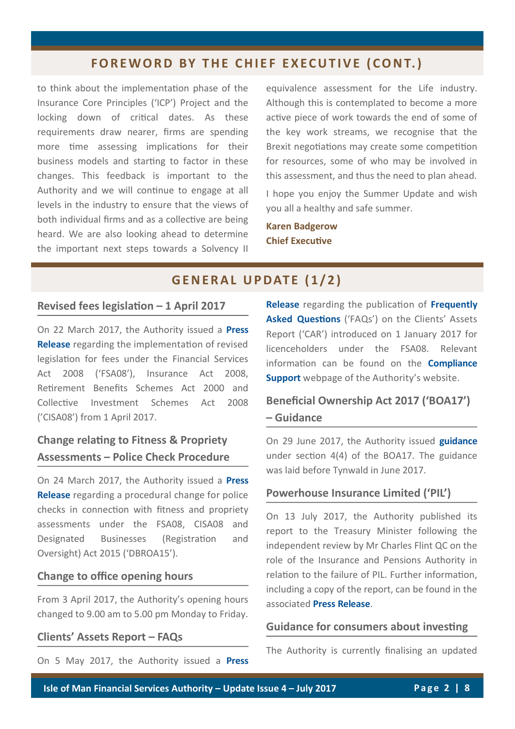## FOREWORD BY THE CHIEF EXECUTIVE (CONT.)

to think about the implementation phase of the Insurance Core Principles ('ICP') Project and the locking down of critical dates. As these requirements draw nearer, firms are spending more time assessing implications for their business models and starting to factor in these changes. This feedback is important to the Authority and we will continue to engage at all levels in the industry to ensure that the views of both individual firms and as a collective are being heard. We are also looking ahead to determine the important next steps towards a Solvency II equivalence assessment for the Life industry. Although this is contemplated to become a more active piece of work towards the end of some of the key work streams, we recognise that the Brexit negotiations may create some competition for resources, some of who may be involved in this assessment, and thus the need to plan ahead.

I hope you enjoy the Summer Update and wish you all a healthy and safe summer.

**Karen Badgerow**
**Chief Executive**

## GENERAL UPDATE (1/2)

### Revised fees legislation – 1 April 2017

On 22 March 2017, the Authority issued a **Press Release** regarding the implementation of revised legislation for fees under the Financial Services Act 2008 ('FSA08'), Insurance Act 2008, Retirement Benefits Schemes Act 2000 and Collective Investment Schemes Act 2008 ('CISA08') from 1 April 2017.

### Change relating to Fitness & Propriety Assessments – Police Check Procedure

On 24 March 2017, the Authority issued a **Press Release** regarding a procedural change for police checks in connection with fitness and propriety assessments under the FSA08, CISA08 and Designated Businesses (Registration and Oversight) Act 2015 ('DBROA15').

### Change to office opening hours

From 3 April 2017, the Authority's opening hours changed to 9.00 am to 5.00 pm Monday to Friday.

### Clients' Assets Report – FAQs

On 5 May 2017, the Authority issued a **Press Release** regarding the publication of **Frequently Asked Questions** ('FAQs') on the Clients' Assets Report ('CAR') introduced on 1 January 2017 for licenceholders under the FSA08. Relevant information can be found on the **Compliance Support** webpage of the Authority's website.

### Beneficial Ownership Act 2017 ('BOA17') – Guidance

On 29 June 2017, the Authority issued **guidance** under section 4(4) of the BOA17. The guidance was laid before Tynwald in June 2017.

### Powerhouse Insurance Limited ('PIL')

On 13 July 2017, the Authority published its report to the Treasury Minister following the independent review by Mr Charles Flint QC on the role of the Insurance and Pensions Authority in relation to the failure of PIL. Further information, including a copy of the report, can be found in the associated **Press Release**.

### Guidance for consumers about investing

The Authority is currently finalising an updated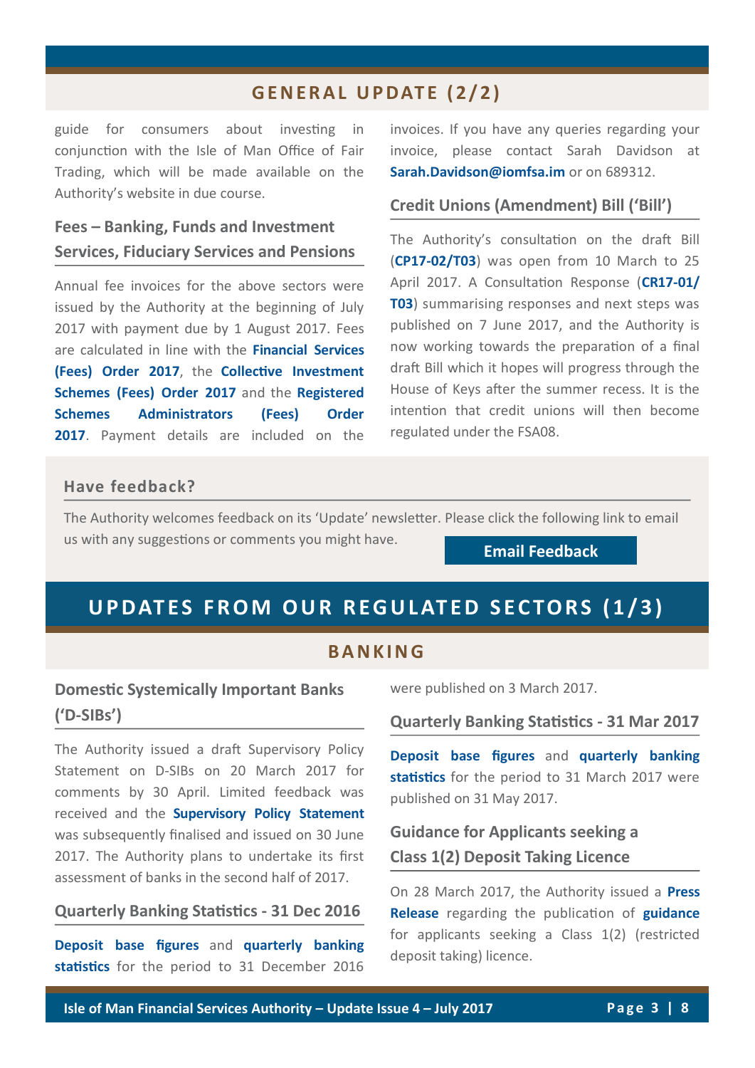## GENERAL UPDATE (2/2)

guide for consumers about investing in conjunction with the Isle of Man Office of Fair Trading, which will be made available on the Authority's website in due course.

### Fees – Banking, Funds and Investment Services, Fiduciary Services and Pensions

Annual fee invoices for the above sectors were issued by the Authority at the beginning of July 2017 with payment due by 1 August 2017. Fees are calculated in line with the **Financial Services (Fees) Order 2017**, the **Collective Investment Schemes (Fees) Order 2017** and the **Registered Schemes Administrators (Fees) Order 2017**. Payment details are included on the invoices. If you have any queries regarding your invoice, please contact Sarah Davidson at **Sarah.Davidson@iomfsa.im** or on 689312.

### Credit Unions (Amendment) Bill ('Bill')

The Authority's consultation on the draft Bill (**CP17-02/T03**) was open from 10 March to 25 April 2017. A Consultation Response (**CR17-01/T03**) summarising responses and next steps was published on 7 June 2017, and the Authority is now working towards the preparation of a final draft Bill which it hopes will progress through the House of Keys after the summer recess. It is the intention that credit unions will then become regulated under the FSA08.

### Have feedback?

The Authority welcomes feedback on its 'Update' newsletter. Please click the following link to email us with any suggestions or comments you might have.

**Email Feedback**

# UPDATES FROM OUR REGULATED SECTORS (1/3)

## BANKING

### Domestic Systemically Important Banks ('D-SIBs')

The Authority issued a draft Supervisory Policy Statement on D-SIBs on 20 March 2017 for comments by 30 April. Limited feedback was received and the **Supervisory Policy Statement** was subsequently finalised and issued on 30 June 2017. The Authority plans to undertake its first assessment of banks in the second half of 2017.

### Quarterly Banking Statistics - 31 Dec 2016

**Deposit base figures** and **quarterly banking statistics** for the period to 31 December 2016 were published on 3 March 2017.

### Quarterly Banking Statistics - 31 Mar 2017

**Deposit base figures** and **quarterly banking statistics** for the period to 31 March 2017 were published on 31 May 2017.

### Guidance for Applicants seeking a Class 1(2) Deposit Taking Licence

On 28 March 2017, the Authority issued a **Press Release** regarding the publication of **guidance** for applicants seeking a Class 1(2) (restricted deposit taking) licence.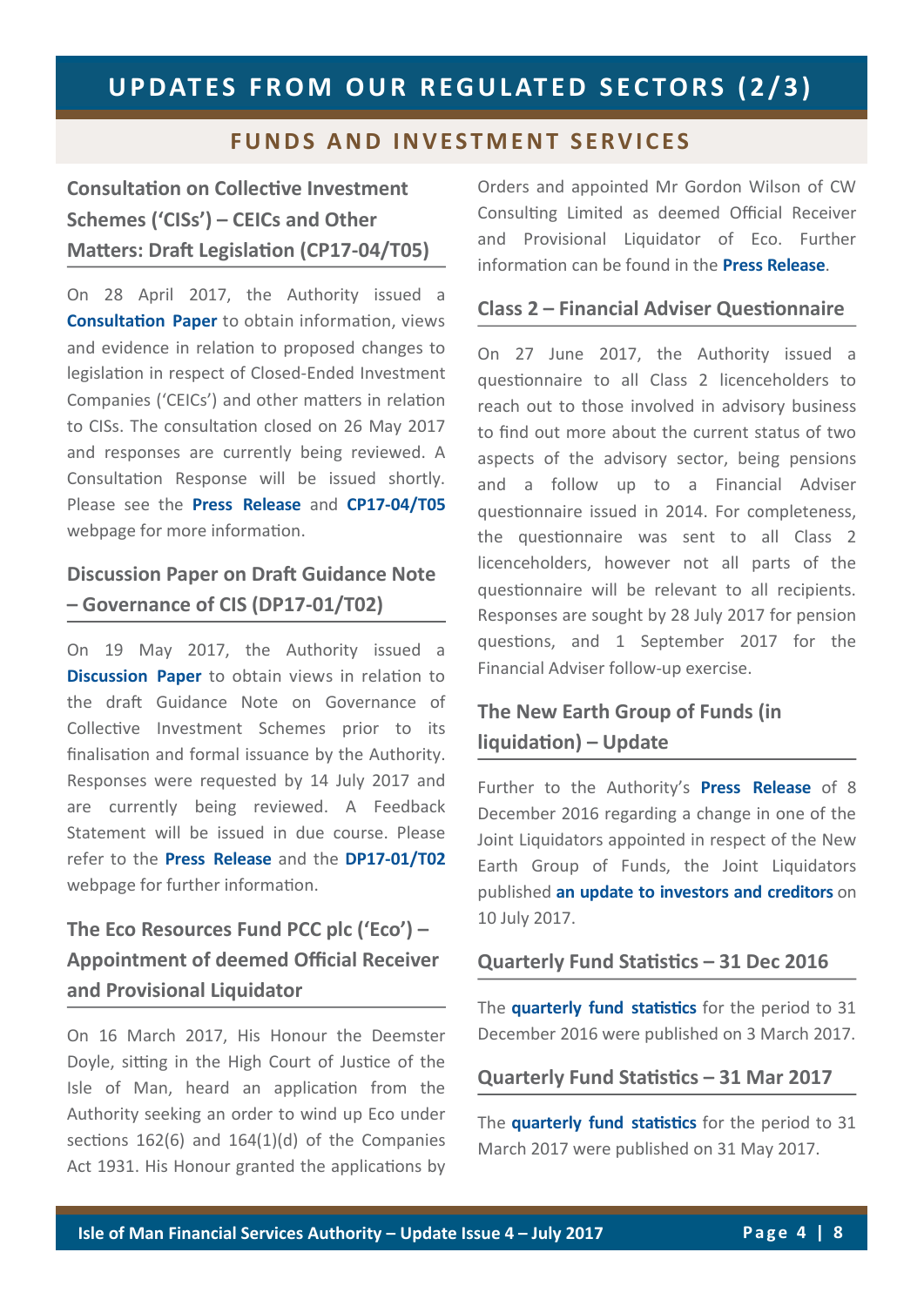# UPDATES FROM OUR REGULATED SECTORS (2/3)

## FUNDS AND INVESTMENT SERVICES

### Consultation on Collective Investment Schemes ('CISs') – CEICs and Other Matters: Draft Legislation (CP17-04/T05)

On 28 April 2017, the Authority issued a **Consultation Paper** to obtain information, views and evidence in relation to proposed changes to legislation in respect of Closed-Ended Investment Companies ('CEICs') and other matters in relation to CISs. The consultation closed on 26 May 2017 and responses are currently being reviewed. A Consultation Response will be issued shortly. Please see the **Press Release** and **CP17-04/T05** webpage for more information.

### Discussion Paper on Draft Guidance Note – Governance of CIS (DP17-01/T02)

On 19 May 2017, the Authority issued a **Discussion Paper** to obtain views in relation to the draft Guidance Note on Governance of Collective Investment Schemes prior to its finalisation and formal issuance by the Authority. Responses were requested by 14 July 2017 and are currently being reviewed. A Feedback Statement will be issued in due course. Please refer to the **Press Release** and the **DP17-01/T02** webpage for further information.

### The Eco Resources Fund PCC plc ('Eco') – Appointment of deemed Official Receiver and Provisional Liquidator

On 16 March 2017, His Honour the Deemster Doyle, sitting in the High Court of Justice of the Isle of Man, heard an application from the Authority seeking an order to wind up Eco under sections 162(6) and 164(1)(d) of the Companies Act 1931. His Honour granted the applications by Orders and appointed Mr Gordon Wilson of CW Consulting Limited as deemed Official Receiver and Provisional Liquidator of Eco. Further information can be found in the **Press Release**.

### Class 2 – Financial Adviser Questionnaire

On 27 June 2017, the Authority issued a questionnaire to all Class 2 licenceholders to reach out to those involved in advisory business to find out more about the current status of two aspects of the advisory sector, being pensions and a follow up to a Financial Adviser questionnaire issued in 2014. For completeness, the questionnaire was sent to all Class 2 licenceholders, however not all parts of the questionnaire will be relevant to all recipients. Responses are sought by 28 July 2017 for pension questions, and 1 September 2017 for the Financial Adviser follow-up exercise.

### The New Earth Group of Funds (in liquidation) – Update

Further to the Authority's **Press Release** of 8 December 2016 regarding a change in one of the Joint Liquidators appointed in respect of the New Earth Group of Funds, the Joint Liquidators published **an update to investors and creditors** on 10 July 2017.

### Quarterly Fund Statistics – 31 Dec 2016

The **quarterly fund statistics** for the period to 31 December 2016 were published on 3 March 2017.

### Quarterly Fund Statistics – 31 Mar 2017

The **quarterly fund statistics** for the period to 31 March 2017 were published on 31 May 2017.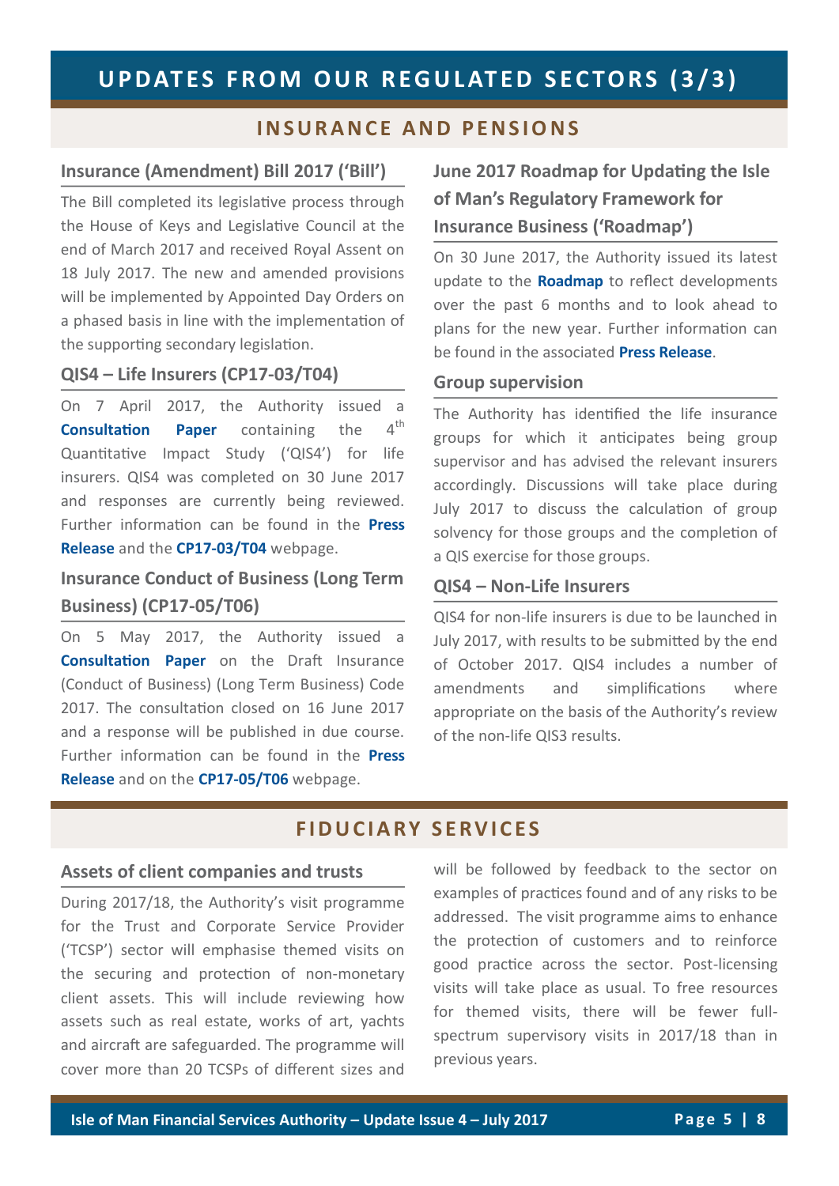# UPDATES FROM OUR REGULATED SECTORS (3/3)

## INSURANCE AND PENSIONS

### Insurance (Amendment) Bill 2017 ('Bill')

The Bill completed its legislative process through the House of Keys and Legislative Council at the end of March 2017 and received Royal Assent on 18 July 2017. The new and amended provisions will be implemented by Appointed Day Orders on a phased basis in line with the implementation of the supporting secondary legislation.

### QIS4 – Life Insurers (CP17-03/T04)

On 7 April 2017, the Authority issued a **Consultation Paper** containing the 4th Quantitative Impact Study ('QIS4') for life insurers. QIS4 was completed on 30 June 2017 and responses are currently being reviewed. Further information can be found in the **Press Release** and the **CP17-03/T04** webpage.

### Insurance Conduct of Business (Long Term Business) (CP17-05/T06)

On 5 May 2017, the Authority issued a **Consultation Paper** on the Draft Insurance (Conduct of Business) (Long Term Business) Code 2017. The consultation closed on 16 June 2017 and a response will be published in due course. Further information can be found in the **Press Release** and on the **CP17-05/T06** webpage.

### June 2017 Roadmap for Updating the Isle of Man's Regulatory Framework for Insurance Business ('Roadmap')

On 30 June 2017, the Authority issued its latest update to the **Roadmap** to reflect developments over the past 6 months and to look ahead to plans for the new year. Further information can be found in the associated **Press Release**.

### Group supervision

The Authority has identified the life insurance groups for which it anticipates being group supervisor and has advised the relevant insurers accordingly. Discussions will take place during July 2017 to discuss the calculation of group solvency for those groups and the completion of a QIS exercise for those groups.

### QIS4 – Non-Life Insurers

QIS4 for non-life insurers is due to be launched in July 2017, with results to be submitted by the end of October 2017. QIS4 includes a number of amendments and simplifications where appropriate on the basis of the Authority's review of the non-life QIS3 results.

## FIDUCIARY SERVICES

### Assets of client companies and trusts

During 2017/18, the Authority's visit programme for the Trust and Corporate Service Provider ('TCSP') sector will emphasise themed visits on the securing and protection of non-monetary client assets. This will include reviewing how assets such as real estate, works of art, yachts and aircraft are safeguarded. The programme will cover more than 20 TCSPs of different sizes and will be followed by feedback to the sector on examples of practices found and of any risks to be addressed. The visit programme aims to enhance the protection of customers and to reinforce good practice across the sector. Post-licensing visits will take place as usual. To free resources for themed visits, there will be fewer full-spectrum supervisory visits in 2017/18 than in previous years.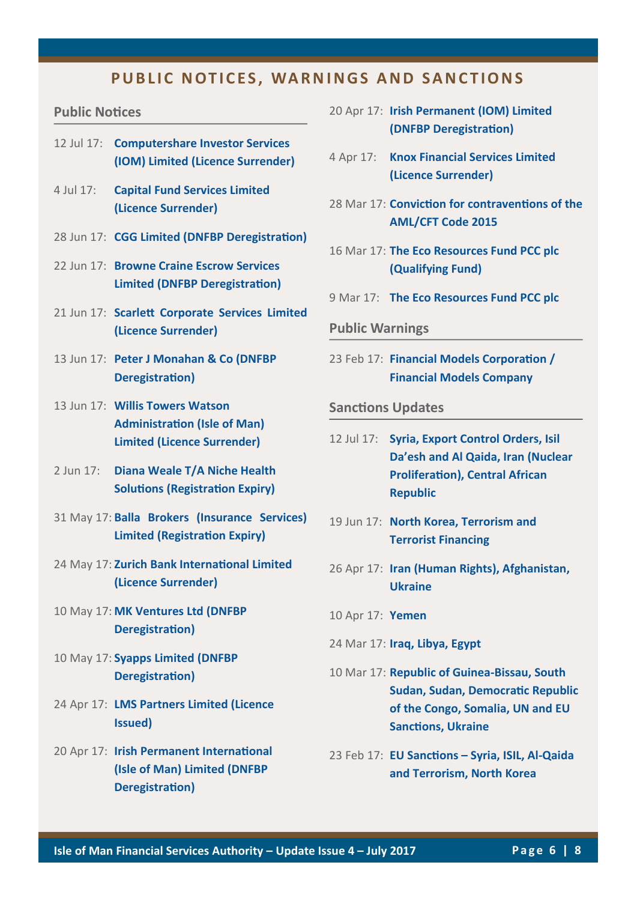# PUBLIC NOTICES, WARNINGS AND SANCTIONS

## Public Notices

- 12 Jul 17: **Computershare Investor Services (IOM) Limited (Licence Surrender)**
- 4 Jul 17: **Capital Fund Services Limited (Licence Surrender)**
- 28 Jun 17: **CGG Limited (DNFBP Deregistration)**
- 22 Jun 17: **Browne Craine Escrow Services Limited (DNFBP Deregistration)**
- 21 Jun 17: **Scarlett Corporate Services Limited (Licence Surrender)**
- 13 Jun 17: **Peter J Monahan & Co (DNFBP Deregistration)**
- 13 Jun 17: **Willis Towers Watson Administration (Isle of Man) Limited (Licence Surrender)**
- 2 Jun 17: **Diana Weale T/A Niche Health Solutions (Registration Expiry)**
- 31 May 17: **Balla Brokers (Insurance Services) Limited (Registration Expiry)**
- 24 May 17: **Zurich Bank International Limited (Licence Surrender)**
- 10 May 17: **MK Ventures Ltd (DNFBP Deregistration)**
- 10 May 17: **Syapps Limited (DNFBP Deregistration)**
- 24 Apr 17: **LMS Partners Limited (Licence Issued)**
- 20 Apr 17: **Irish Permanent International (Isle of Man) Limited (DNFBP Deregistration)**
- 20 Apr 17: **Irish Permanent (IOM) Limited (DNFBP Deregistration)**
- 4 Apr 17: **Knox Financial Services Limited (Licence Surrender)**
- 28 Mar 17: **Conviction for contraventions of the AML/CFT Code 2015**
- 16 Mar 17: **The Eco Resources Fund PCC plc (Qualifying Fund)**
- 9 Mar 17: **The Eco Resources Fund PCC plc**

## Public Warnings

- 23 Feb 17: **Financial Models Corporation / Financial Models Company**

## Sanctions Updates

- 12 Jul 17: **Syria, Export Control Orders, Isil Da'esh and Al Qaida, Iran (Nuclear Proliferation), Central African Republic**
- 19 Jun 17: **North Korea, Terrorism and Terrorist Financing**
- 26 Apr 17: **Iran (Human Rights), Afghanistan, Ukraine**
- 10 Apr 17: **Yemen**
- 24 Mar 17: **Iraq, Libya, Egypt**
- 10 Mar 17: **Republic of Guinea-Bissau, South Sudan, Sudan, Democratic Republic of the Congo, Somalia, UN and EU Sanctions, Ukraine**
- 23 Feb 17: **EU Sanctions – Syria, ISIL, Al-Qaida and Terrorism, North Korea**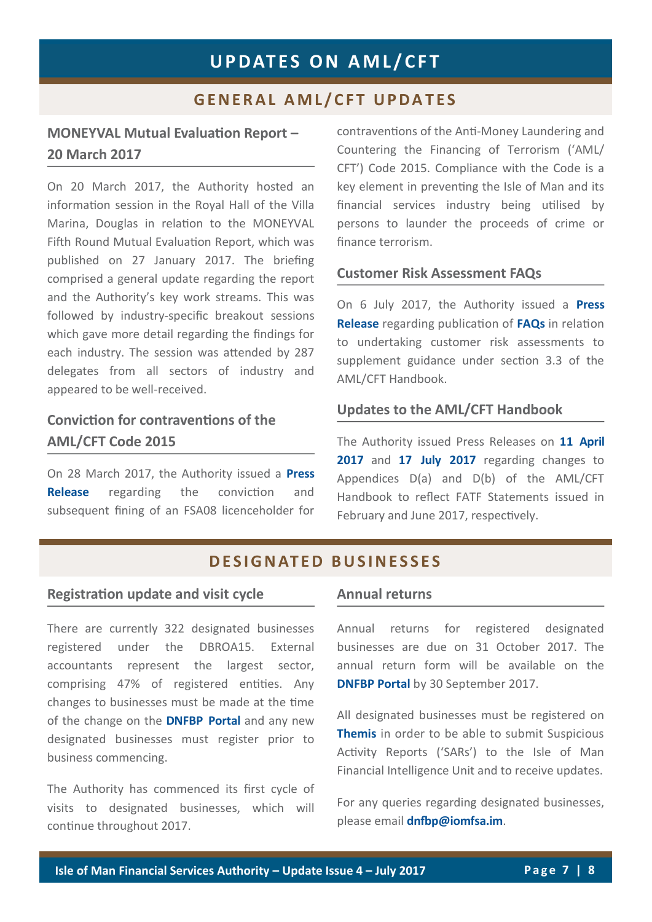# UPDATES ON AML/CFT

## GENERAL AML/CFT UPDATES

### MONEYVAL Mutual Evaluation Report – 20 March 2017

On 20 March 2017, the Authority hosted an information session in the Royal Hall of the Villa Marina, Douglas in relation to the MONEYVAL Fifth Round Mutual Evaluation Report, which was published on 27 January 2017. The briefing comprised a general update regarding the report and the Authority's key work streams. This was followed by industry-specific breakout sessions which gave more detail regarding the findings for each industry. The session was attended by 287 delegates from all sectors of industry and appeared to be well-received.

### Conviction for contraventions of the AML/CFT Code 2015

On 28 March 2017, the Authority issued a **Press Release** regarding the conviction and subsequent fining of an FSA08 licenceholder for contraventions of the Anti-Money Laundering and Countering the Financing of Terrorism ('AML/CFT') Code 2015. Compliance with the Code is a key element in preventing the Isle of Man and its financial services industry being utilised by persons to launder the proceeds of crime or finance terrorism.

### Customer Risk Assessment FAQs

On 6 July 2017, the Authority issued a **Press Release** regarding publication of **FAQs** in relation to undertaking customer risk assessments to supplement guidance under section 3.3 of the AML/CFT Handbook.

### Updates to the AML/CFT Handbook

The Authority issued Press Releases on **11 April 2017** and **17 July 2017** regarding changes to Appendices D(a) and D(b) of the AML/CFT Handbook to reflect FATF Statements issued in February and June 2017, respectively.

## DESIGNATED BUSINESSES

### Registration update and visit cycle

There are currently 322 designated businesses registered under the DBROA15. External accountants represent the largest sector, comprising 47% of registered entities. Any changes to businesses must be made at the time of the change on the **DNFBP Portal** and any new designated businesses must register prior to business commencing.

The Authority has commenced its first cycle of visits to designated businesses, which will continue throughout 2017.

### Annual returns

Annual returns for registered designated businesses are due on 31 October 2017. The annual return form will be available on the **DNFBP Portal** by 30 September 2017.

All designated businesses must be registered on **Themis** in order to be able to submit Suspicious Activity Reports ('SARs') to the Isle of Man Financial Intelligence Unit and to receive updates.

For any queries regarding designated businesses, please email **dnfbp@iomfsa.im**.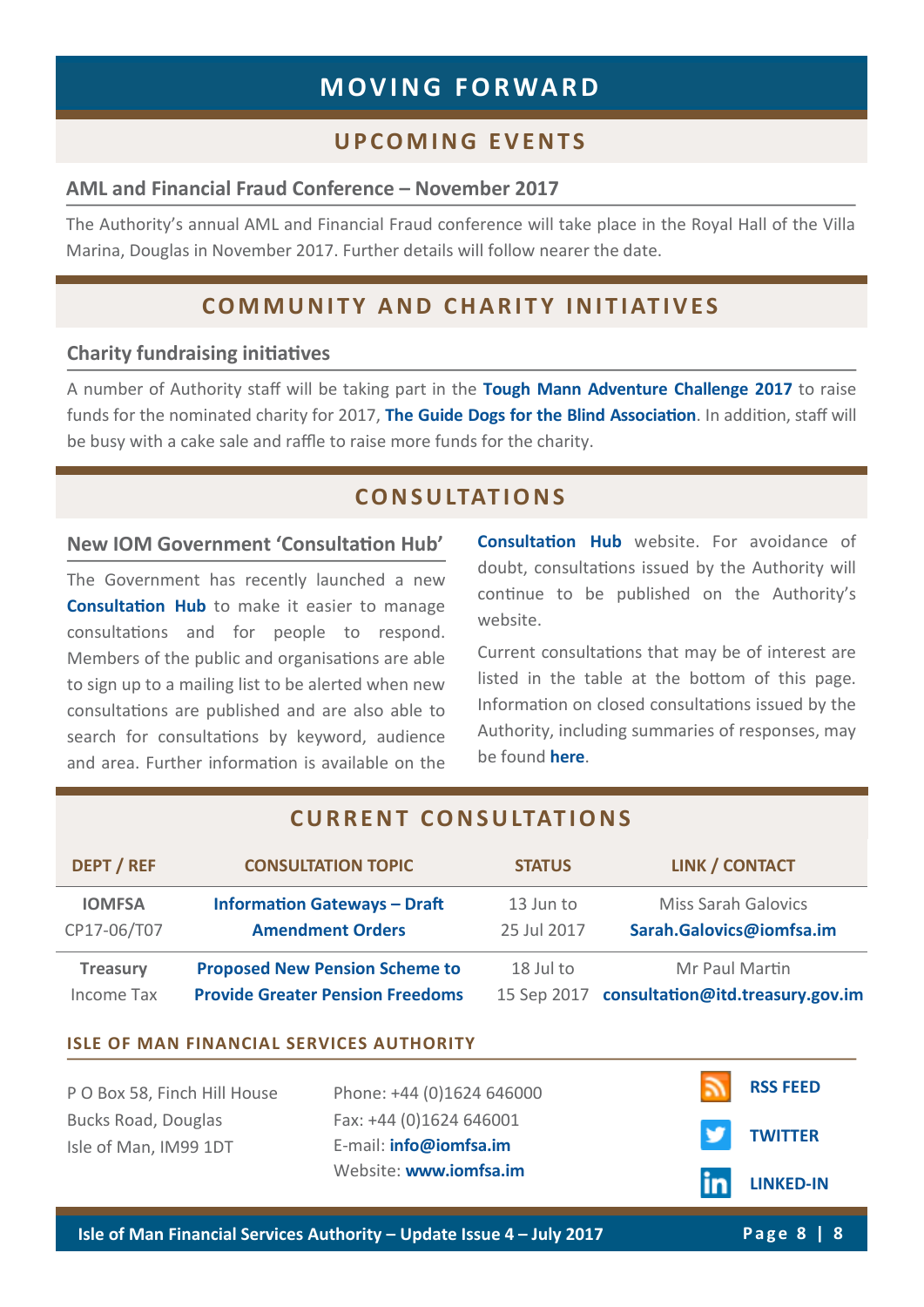# MOVING FORWARD

## UPCOMING EVENTS

### AML and Financial Fraud Conference – November 2017

The Authority's annual AML and Financial Fraud conference will take place in the Royal Hall of the Villa Marina, Douglas in November 2017. Further details will follow nearer the date.

## COMMUNITY AND CHARITY INITIATIVES

### Charity fundraising initiatives

A number of Authority staff will be taking part in the **Tough Mann Adventure Challenge 2017** to raise funds for the nominated charity for 2017, **The Guide Dogs for the Blind Association**. In addition, staff will be busy with a cake sale and raffle to raise more funds for the charity.

## CONSULTATIONS

### New IOM Government 'Consultation Hub'

The Government has recently launched a new **Consultation Hub** to make it easier to manage consultations and for people to respond. Members of the public and organisations are able to sign up to a mailing list to be alerted when new consultations are published and are also able to search for consultations by keyword, audience and area. Further information is available on the **Consultation Hub** website. For avoidance of doubt, consultations issued by the Authority will continue to be published on the Authority's website.

Current consultations that may be of interest are listed in the table at the bottom of this page. Information on closed consultations issued by the Authority, including summaries of responses, may be found **here**.

## CURRENT CONSULTATIONS

| DEPT / REF | CONSULTATION TOPIC | STATUS | LINK / CONTACT |
|---|---|---|---|
| IOMFSA CP17-06/T07 | **Information Gateways – Draft Amendment Orders** | 13 Jun to 25 Jul 2017 | Miss Sarah Galovics **Sarah.Galovics@iomfsa.im** |
| Treasury Income Tax | **Proposed New Pension Scheme to Provide Greater Pension Freedoms** | 18 Jul to 15 Sep 2017 | Mr Paul Martin **consultation@itd.treasury.gov.im** |

### ISLE OF MAN FINANCIAL SERVICES AUTHORITY

P O Box 58, Finch Hill House
Bucks Road, Douglas
Isle of Man, IM99 1DT

Phone: +44 (0)1624 646000
Fax: +44 (0)1624 646001
E-mail: **info@iomfsa.im**
Website: **www.iomfsa.im**

**RSS FEED**
**TWITTER**
**LINKED-IN**